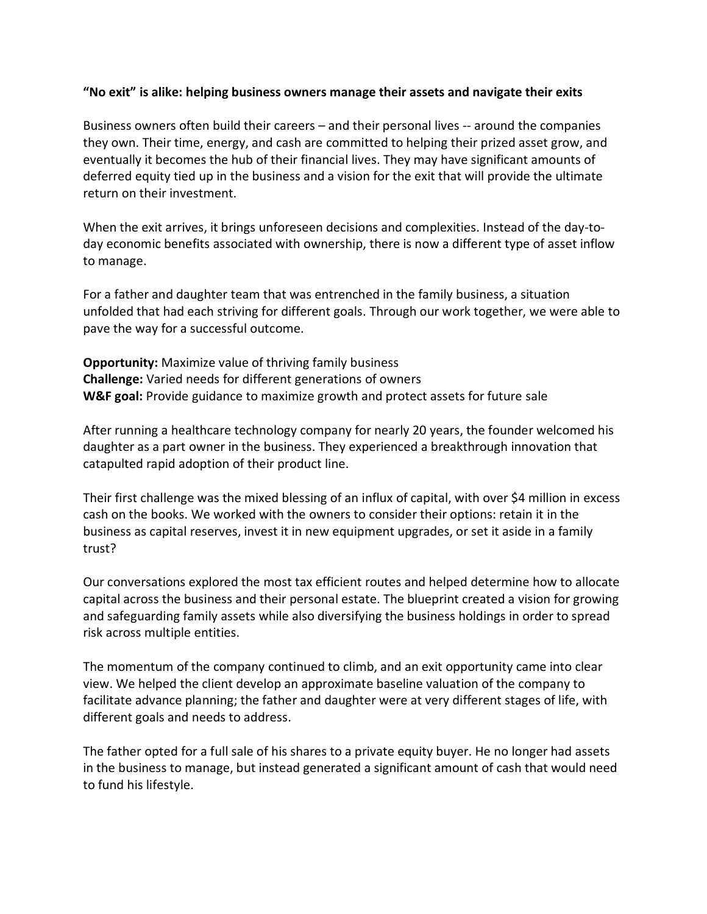**“No exit” is alike: helping business owners manage their assets and navigate their exits**

Business owners often build their careers – and their personal lives -- around the companies they own. Their time, energy, and cash are committed to helping their prized asset grow, and eventually it becomes the hub of their financial lives. They may have significant amounts of deferred equity tied up in the business and a vision for the exit that will provide the ultimate return on their investment.

When the exit arrives, it brings unforeseen decisions and complexities. Instead of the day-to-day economic benefits associated with ownership, there is now a different type of asset inflow to manage.

For a father and daughter team that was entrenched in the family business, a situation unfolded that had each striving for different goals. Through our work together, we were able to pave the way for a successful outcome.

**Opportunity:** Maximize value of thriving family business
**Challenge:** Varied needs for different generations of owners
**W&F goal:** Provide guidance to maximize growth and protect assets for future sale

After running a healthcare technology company for nearly 20 years, the founder welcomed his daughter as a part owner in the business. They experienced a breakthrough innovation that catapulted rapid adoption of their product line.

Their first challenge was the mixed blessing of an influx of capital, with over $4 million in excess cash on the books. We worked with the owners to consider their options: retain it in the business as capital reserves, invest it in new equipment upgrades, or set it aside in a family trust?

Our conversations explored the most tax efficient routes and helped determine how to allocate capital across the business and their personal estate. The blueprint created a vision for growing and safeguarding family assets while also diversifying the business holdings in order to spread risk across multiple entities.

The momentum of the company continued to climb, and an exit opportunity came into clear view. We helped the client develop an approximate baseline valuation of the company to facilitate advance planning; the father and daughter were at very different stages of life, with different goals and needs to address.

The father opted for a full sale of his shares to a private equity buyer. He no longer had assets in the business to manage, but instead generated a significant amount of cash that would need to fund his lifestyle.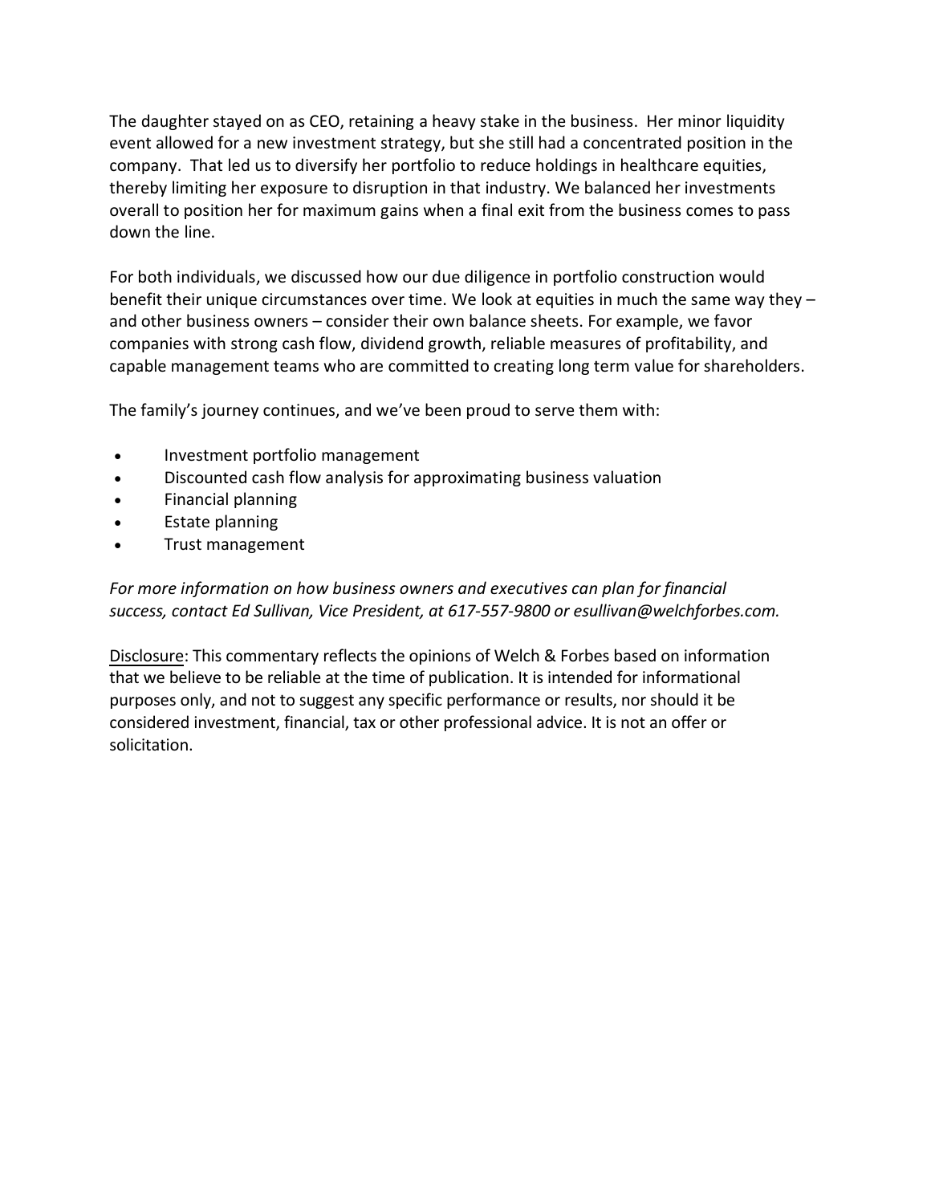The daughter stayed on as CEO, retaining a heavy stake in the business. Her minor liquidity event allowed for a new investment strategy, but she still had a concentrated position in the company. That led us to diversify her portfolio to reduce holdings in healthcare equities, thereby limiting her exposure to disruption in that industry. We balanced her investments overall to position her for maximum gains when a final exit from the business comes to pass down the line.

For both individuals, we discussed how our due diligence in portfolio construction would benefit their unique circumstances over time. We look at equities in much the same way they – and other business owners – consider their own balance sheets. For example, we favor companies with strong cash flow, dividend growth, reliable measures of profitability, and capable management teams who are committed to creating long term value for shareholders.

The family's journey continues, and we've been proud to serve them with:

- Investment portfolio management
- Discounted cash flow analysis for approximating business valuation
- Financial planning
- Estate planning
- Trust management

*For more information on how business owners and executives can plan for financial success, contact Ed Sullivan, Vice President, at 617-557-9800 or esullivan@welchforbes.com.*

Disclosure: This commentary reflects the opinions of Welch & Forbes based on information that we believe to be reliable at the time of publication. It is intended for informational purposes only, and not to suggest any specific performance or results, nor should it be considered investment, financial, tax or other professional advice. It is not an offer or solicitation.